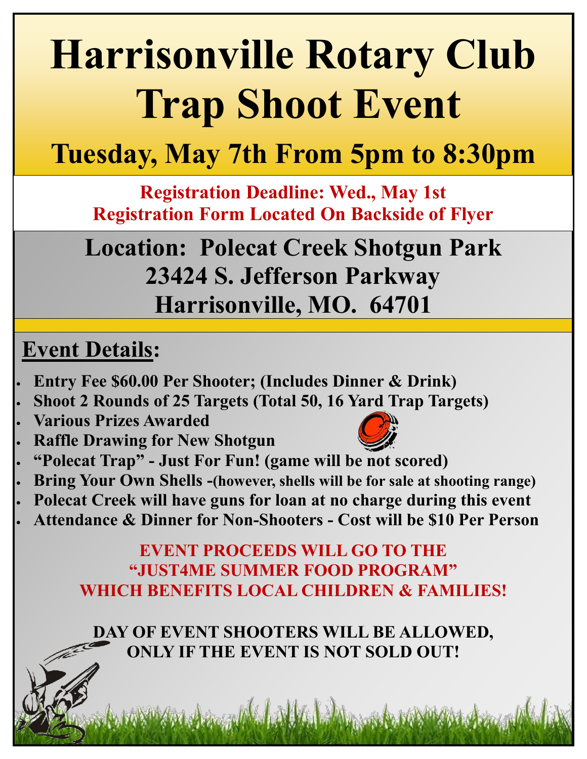# Harrisonville Rotary Club Trap Shoot Event

## Tuesday, May 7th From 5pm to 8:30pm

**Registration Deadline: Wed., May 1st**
**Registration Form Located On Backside of Flyer**

## Location: Polecat Creek Shotgun Park
## 23424 S. Jefferson Parkway
## Harrisonville, MO. 64701

## Event Details:

- **Entry Fee $60.00 Per Shooter; (Includes Dinner & Drink)**
- **Shoot 2 Rounds of 25 Targets (Total 50, 16 Yard Trap Targets)**
- **Various Prizes Awarded**
- **Raffle Drawing for New Shotgun**
- **"Polecat Trap" - Just For Fun! (game will be not scored)**
- **Bring Your Own Shells -(however, shells will be for sale at shooting range)**
- **Polecat Creek will have guns for loan at no charge during this event**
- **Attendance & Dinner for Non-Shooters - Cost will be $10 Per Person**

**EVENT PROCEEDS WILL GO TO THE "JUST4ME SUMMER FOOD PROGRAM" WHICH BENEFITS LOCAL CHILDREN & FAMILIES!**

**DAY OF EVENT SHOOTERS WILL BE ALLOWED, ONLY IF THE EVENT IS NOT SOLD OUT!**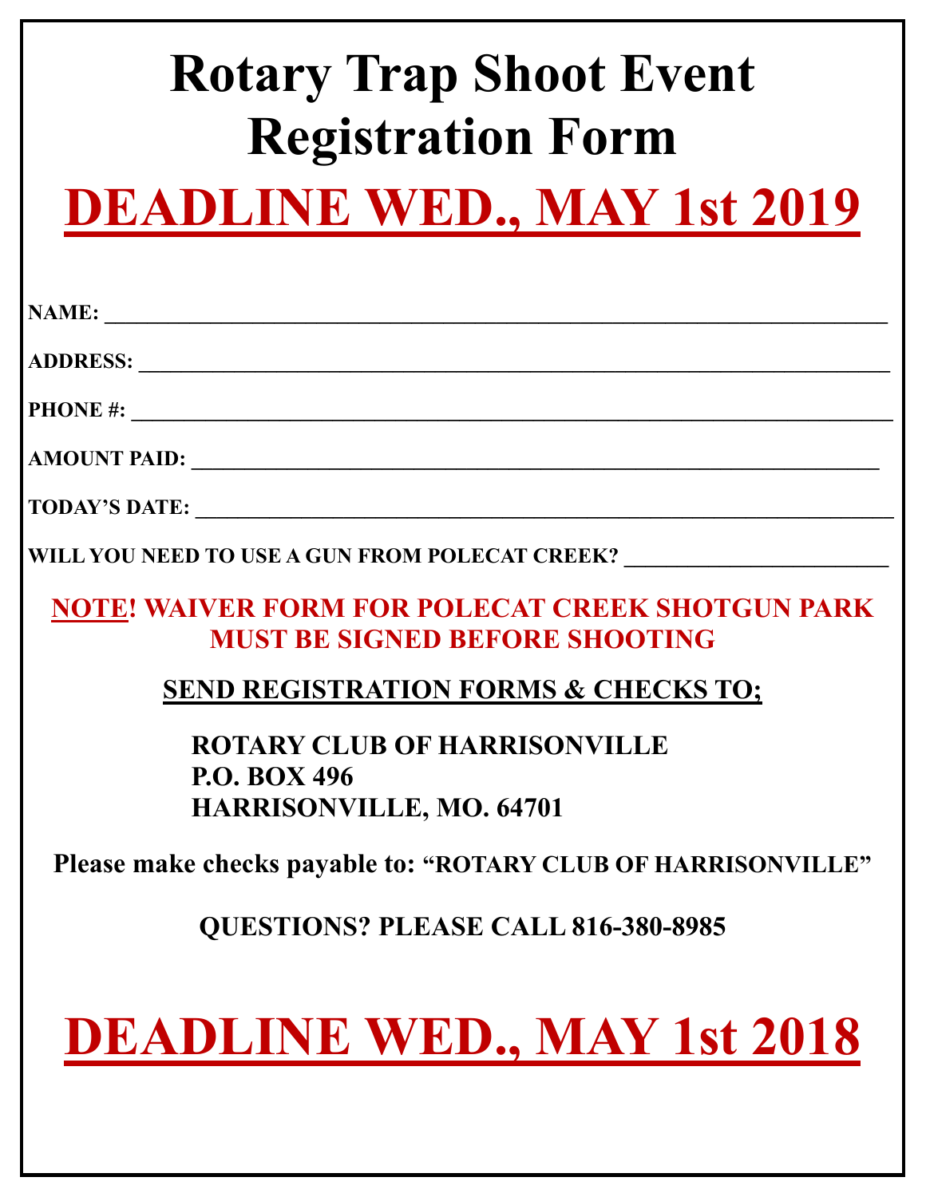# Rotary Trap Shoot Event Registration Form

## DEADLINE WED., MAY 1st 2019

**NAME:** ____________________________________________

**ADDRESS:** ____________________________________________

**PHONE #:** ____________________________________________

**AMOUNT PAID:** ____________________________________________

**TODAY'S DATE:** ____________________________________________

**WILL YOU NEED TO USE A GUN FROM POLECAT CREEK?** ________________

**NOTE! WAIVER FORM FOR POLECAT CREEK SHOTGUN PARK MUST BE SIGNED BEFORE SHOOTING**

**SEND REGISTRATION FORMS & CHECKS TO;**

**ROTARY CLUB OF HARRISONVILLE**
**P.O. BOX 496**
**HARRISONVILLE, MO. 64701**

**Please make checks payable to: "ROTARY CLUB OF HARRISONVILLE"**

**QUESTIONS? PLEASE CALL 816-380-8985**

## DEADLINE WED., MAY 1st 2018